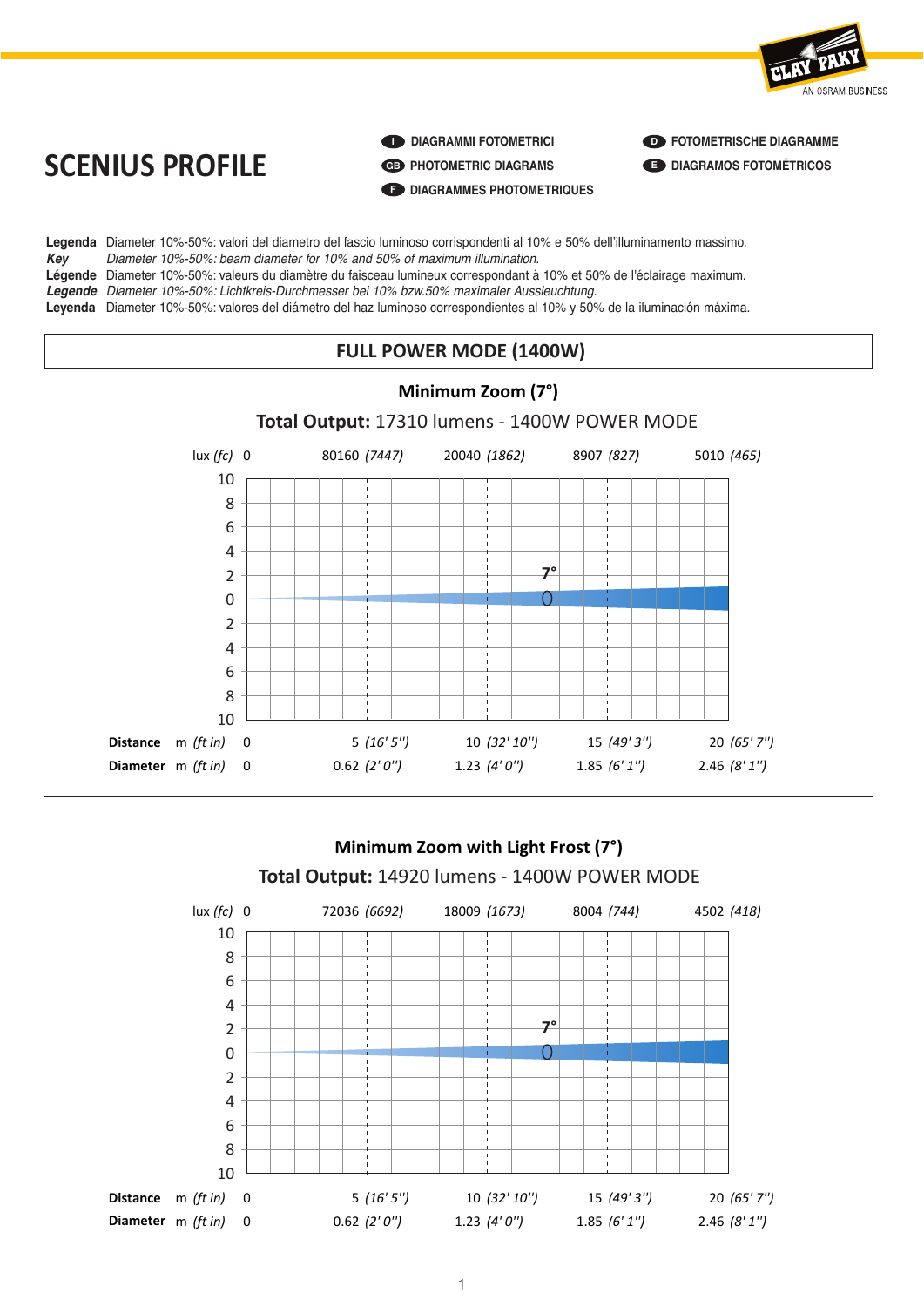# SCENIUS PROFILE

- **I** DIAGRAMMI FOTOMETRICI
- **GB** PHOTOMETRIC DIAGRAMS
- **F** DIAGRAMMES PHOTOMETRIQUES
- **D** FOTOMETRISCHE DIAGRAMME
- **E** DIAGRAMOS FOTOMÉTRICOS

**Legenda** Diameter 10%-50%: valori del diametro del fascio luminoso corrispondenti al 10% e 50% dell'illuminamento massimo.
***Key*** *Diameter 10%-50%: beam diameter for 10% and 50% of maximum illumination.*
**Légende** Diameter 10%-50%: valeurs du diamètre du faisceau lumineux correspondant à 10% et 50% de l'éclairage maximum.
***Legende*** *Diameter 10%-50%: Lichtkreis-Durchmesser bei 10% bzw.50% maximaler Ausseuchtung.*
**Leyenda** Diameter 10%-50%: valores del diámetro del haz luminoso correspondientes al 10% y 50% de la iluminación máxima.

## FULL POWER MODE (1400W)

### Minimum Zoom (7°)

**Total Output:** 17310 lumens - 1400W POWER MODE

| | | | | | |
|---|---|---|---|---|---|
| lux *(fc)* | 0 | 80160 *(7447)* | 20040 *(1862)* | 8907 *(827)* | 5010 *(465)* |
| **Distance** m *(ft in)* | 0 | 5 *(16' 5'')* | 10 *(32' 10'')* | 15 *(49' 3'')* | 20 *(65' 7'')* |
| **Diameter** m *(ft in)* | 0 | 0.62 *(2' 0'')* | 1.23 *(4' 0'')* | 1.85 *(6' 1'')* | 2.46 *(8' 1'')* |

### Minimum Zoom with Light Frost (7°)

**Total Output:** 14920 lumens - 1400W POWER MODE

| | | | | | |
|---|---|---|---|---|---|
| lux *(fc)* | 0 | 72036 *(6692)* | 18009 *(1673)* | 8004 *(744)* | 4502 *(418)* |
| **Distance** m *(ft in)* | 0 | 5 *(16' 5'')* | 10 *(32' 10'')* | 15 *(49' 3'')* | 20 *(65' 7'')* |
| **Diameter** m *(ft in)* | 0 | 0.62 *(2' 0'')* | 1.23 *(4' 0'')* | 1.85 *(6' 1'')* | 2.46 *(8' 1'')* |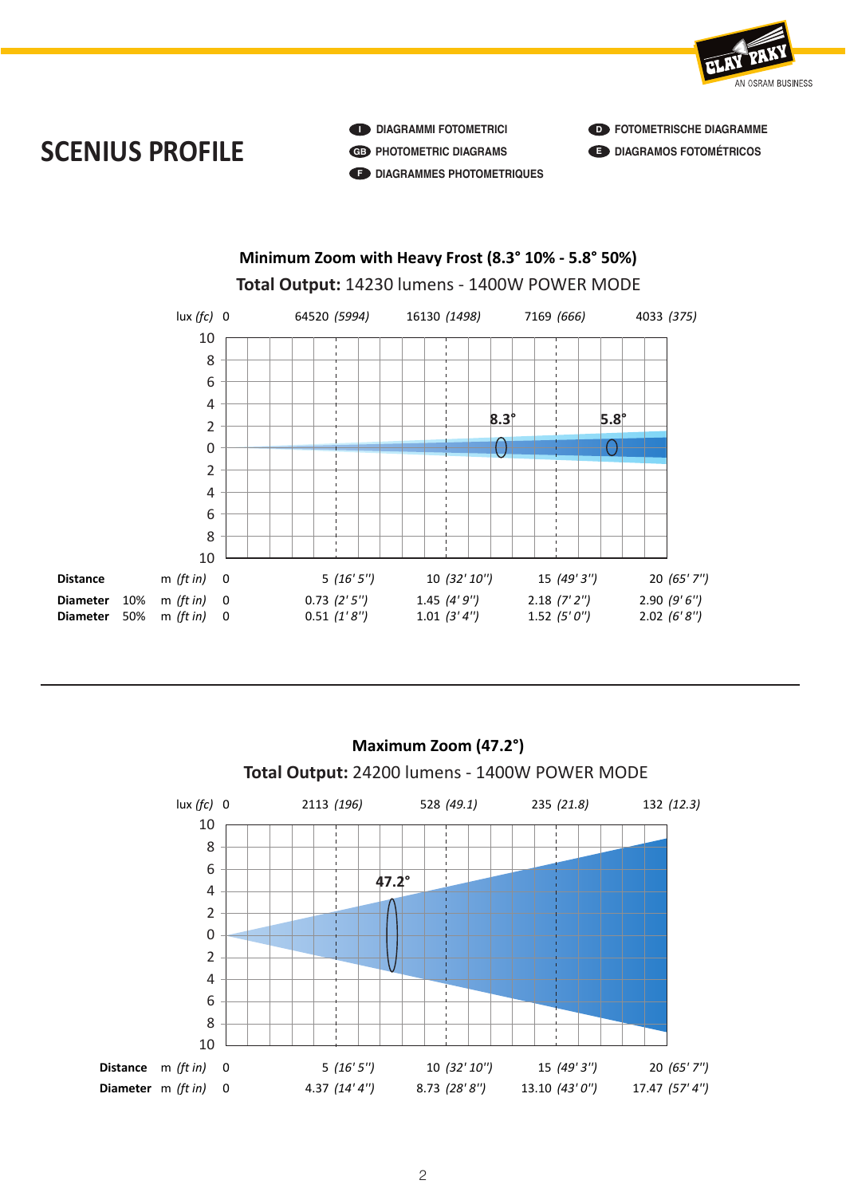# SCENIUS PROFILE

- **I** DIAGRAMMI FOTOMETRICI
- **GB** PHOTOMETRIC DIAGRAMS
- **F** DIAGRAMMES PHOTOMETRIQUES
- **D** FOTOMETRISCHE DIAGRAMME
- **E** DIAGRAMOS FOTOMÉTRICOS

## Minimum Zoom with Heavy Frost (8.3° 10% - 5.8° 50%)

**Total Output:** 14230 lumens - 1400W POWER MODE

| | | | | | | |
|---|---|---|---|---|---|---|
| lux *(fc)* | | 0 | 64520 *(5994)* | 16130 *(1498)* | 7169 *(666)* | 4033 *(375)* |
| **Distance** | m *(ft in)* | 0 | 5 *(16' 5'')* | 10 *(32' 10'')* | 15 *(49' 3'')* | 20 *(65' 7'')* |
| **Diameter** 10% | m *(ft in)* | 0 | 0.73 *(2' 5'')* | 1.45 *(4' 9'')* | 2.18 *(7' 2'')* | 2.90 *(9' 6'')* |
| **Diameter** 50% | m *(ft in)* | 0 | 0.51 *(1' 8'')* | 1.01 *(3' 4'')* | 1.52 *(5' 0'')* | 2.02 *(6' 8'')* |

## Maximum Zoom (47.2°)

**Total Output:** 24200 lumens - 1400W POWER MODE

| | | | | | | |
|---|---|---|---|---|---|---|
| lux *(fc)* | | 0 | 2113 *(196)* | 528 *(49.1)* | 235 *(21.8)* | 132 *(12.3)* |
| **Distance** | m *(ft in)* | 0 | 5 *(16' 5'')* | 10 *(32' 10'')* | 15 *(49' 3'')* | 20 *(65' 7'')* |
| **Diameter** | m *(ft in)* | 0 | 4.37 *(14' 4'')* | 8.73 *(28' 8'')* | 13.10 *(43' 0'')* | 17.47 *(57' 4'')* |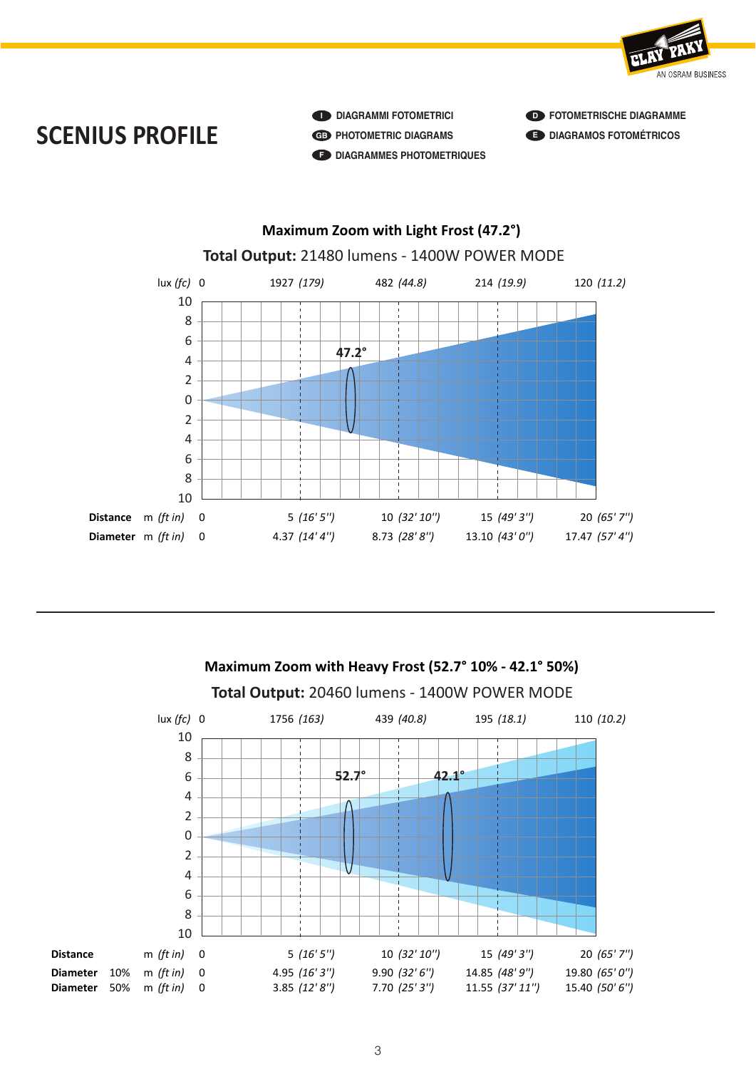# SCENIUS PROFILE

- I DIAGRAMMI FOTOMETRICI
- GB PHOTOMETRIC DIAGRAMS
- F DIAGRAMMES PHOTOMETRIQUES
- D FOTOMETRISCHE DIAGRAMME
- E DIAGRAMOS FOTOMÉTRICOS

## Maximum Zoom with Light Frost (47.2°)

**Total Output:** 21480 lumens - 1400W POWER MODE

| | | | | | |
|---|---|---|---|---|---|
| lux *(fc)* | 0 | 1927 *(179)* | 482 *(44.8)* | 214 *(19.9)* | 120 *(11.2)* |
| **Distance** m *(ft in)* | 0 | 5 *(16' 5")* | 10 *(32' 10")* | 15 *(49' 3")* | 20 *(65' 7")* |
| **Diameter** m *(ft in)* | 0 | 4.37 *(14' 4")* | 8.73 *(28' 8")* | 13.10 *(43' 0")* | 17.47 *(57' 4")* |

## Maximum Zoom with Heavy Frost (52.7° 10% - 42.1° 50%)

**Total Output:** 20460 lumens - 1400W POWER MODE

| | | | | | |
|---|---|---|---|---|---|
| lux *(fc)* | 0 | 1756 *(163)* | 439 *(40.8)* | 195 *(18.1)* | 110 *(10.2)* |
| **Distance** m *(ft in)* | 0 | 5 *(16' 5")* | 10 *(32' 10")* | 15 *(49' 3")* | 20 *(65' 7")* |
| **Diameter** 10% m *(ft in)* | 0 | 4.95 *(16' 3")* | 9.90 *(32' 6")* | 14.85 *(48' 9")* | 19.80 *(65' 0")* |
| **Diameter** 50% m *(ft in)* | 0 | 3.85 *(12' 8")* | 7.70 *(25' 3")* | 11.55 *(37' 11")* | 15.40 *(50' 6")* |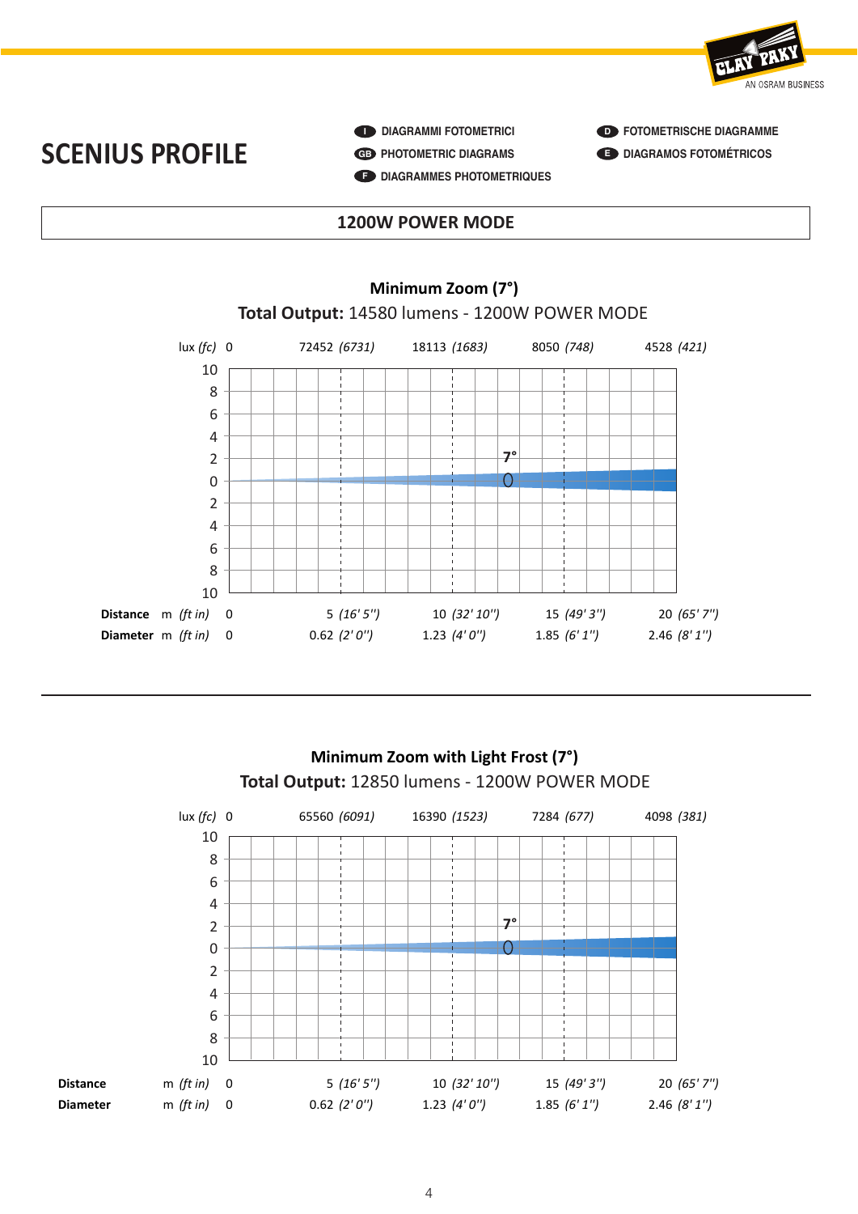# SCENIUS PROFILE

I DIAGRAMMI FOTOMETRICI
GB PHOTOMETRIC DIAGRAMS
F DIAGRAMMES PHOTOMETRIQUES
D FOTOMETRISCHE DIAGRAMME
E DIAGRAMOS FOTOMÉTRICOS

## 1200W POWER MODE

### Minimum Zoom (7°)

**Total Output:** 14580 lumens - 1200W POWER MODE

| | | | | | |
|---|---|---|---|---|---|
| lux *(fc)* | 0 | 72452 *(6731)* | 18113 *(1683)* | 8050 *(748)* | 4528 *(421)* |
| **Distance** m *(ft in)* | 0 | 5 *(16' 5'')* | 10 *(32' 10'')* | 15 *(49' 3'')* | 20 *(65' 7'')* |
| **Diameter** m *(ft in)* | 0 | 0.62 *(2' 0'')* | 1.23 *(4' 0'')* | 1.85 *(6' 1'')* | 2.46 *(8' 1'')* |

7°

### Minimum Zoom with Light Frost (7°)

**Total Output:** 12850 lumens - 1200W POWER MODE

| | | | | | |
|---|---|---|---|---|---|
| lux *(fc)* | 0 | 65560 *(6091)* | 16390 *(1523)* | 7284 *(677)* | 4098 *(381)* |
| **Distance** m *(ft in)* | 0 | 5 *(16' 5'')* | 10 *(32' 10'')* | 15 *(49' 3'')* | 20 *(65' 7'')* |
| **Diameter** m *(ft in)* | 0 | 0.62 *(2' 0'')* | 1.23 *(4' 0'')* | 1.85 *(6' 1'')* | 2.46 *(8' 1'')* |

7°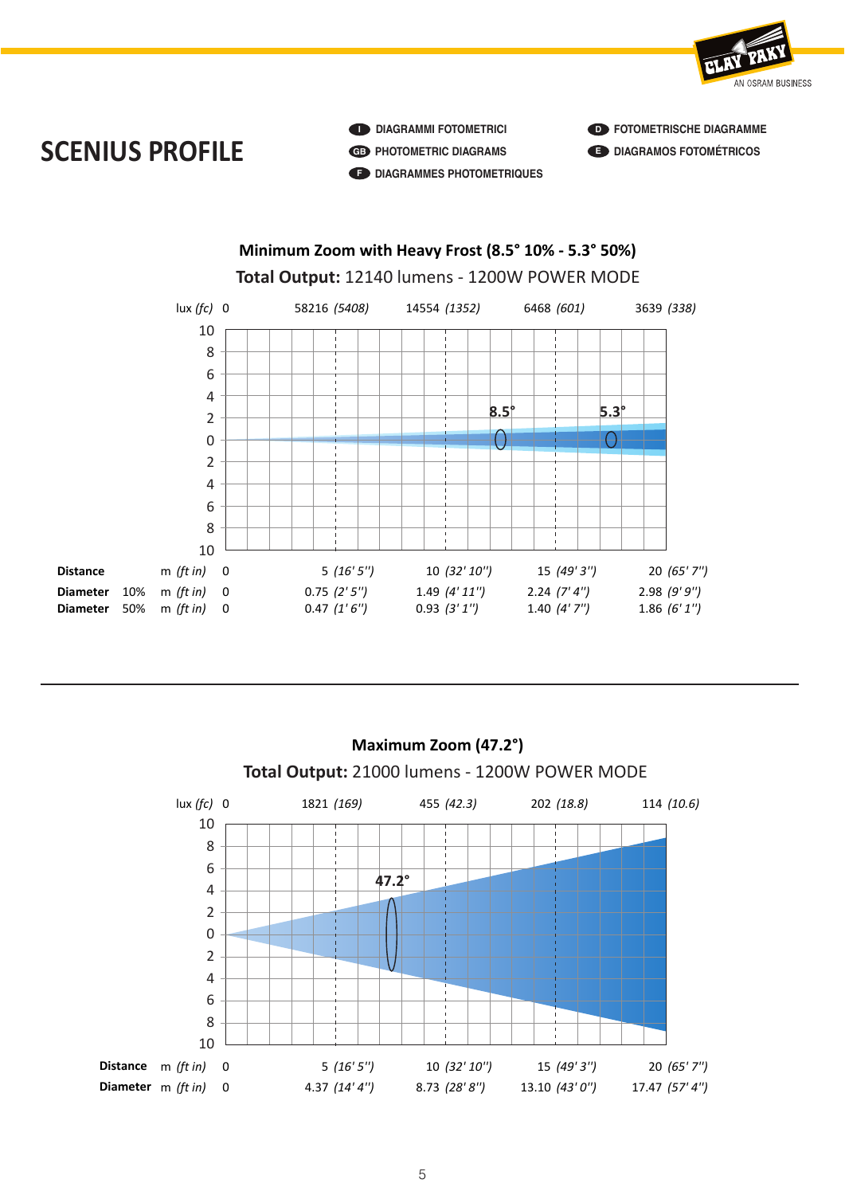# SCENIUS PROFILE

- I DIAGRAMMI FOTOMETRICI
- GB PHOTOMETRIC DIAGRAMS
- F DIAGRAMMES PHOTOMETRIQUES
- D FOTOMETRISCHE DIAGRAMME
- E DIAGRAMOS FOTOMÉTRICOS

## Minimum Zoom with Heavy Frost (8.5° 10% - 5.3° 50%)

**Total Output:** 12140 lumens - 1200W POWER MODE

| | | | 0 | 5 | 10 | 15 | 20 |
|---|---|---|---|---|---|---|---|
| lux *(fc)* | | | 0 | 58216 *(5408)* | 14554 *(1352)* | 6468 *(601)* | 3639 *(338)* |
| **Distance** | | m *(ft in)* | 0 | 5 *(16' 5'')* | 10 *(32' 10'')* | 15 *(49' 3'')* | 20 *(65' 7'')* |
| **Diameter** | 10% | m *(ft in)* | 0 | 0.75 *(2' 5'')* | 1.49 *(4' 11'')* | 2.24 *(7' 4'')* | 2.98 *(9' 9'')* |
| **Diameter** | 50% | m *(ft in)* | 0 | 0.47 *(1' 6'')* | 0.93 *(3' 1'')* | 1.40 *(4' 7'')* | 1.86 *(6' 1'')* |

## Maximum Zoom (47.2°)

**Total Output:** 21000 lumens - 1200W POWER MODE

| | | 0 | 5 | 10 | 15 | 20 |
|---|---|---|---|---|---|---|
| lux *(fc)* | | 0 | 1821 *(169)* | 455 *(42.3)* | 202 *(18.8)* | 114 *(10.6)* |
| **Distance** | m *(ft in)* | 0 | 5 *(16' 5'')* | 10 *(32' 10'')* | 15 *(49' 3'')* | 20 *(65' 7'')* |
| **Diameter** | m *(ft in)* | 0 | 4.37 *(14' 4'')* | 8.73 *(28' 8'')* | 13.10 *(43' 0'')* | 17.47 *(57' 4'')* |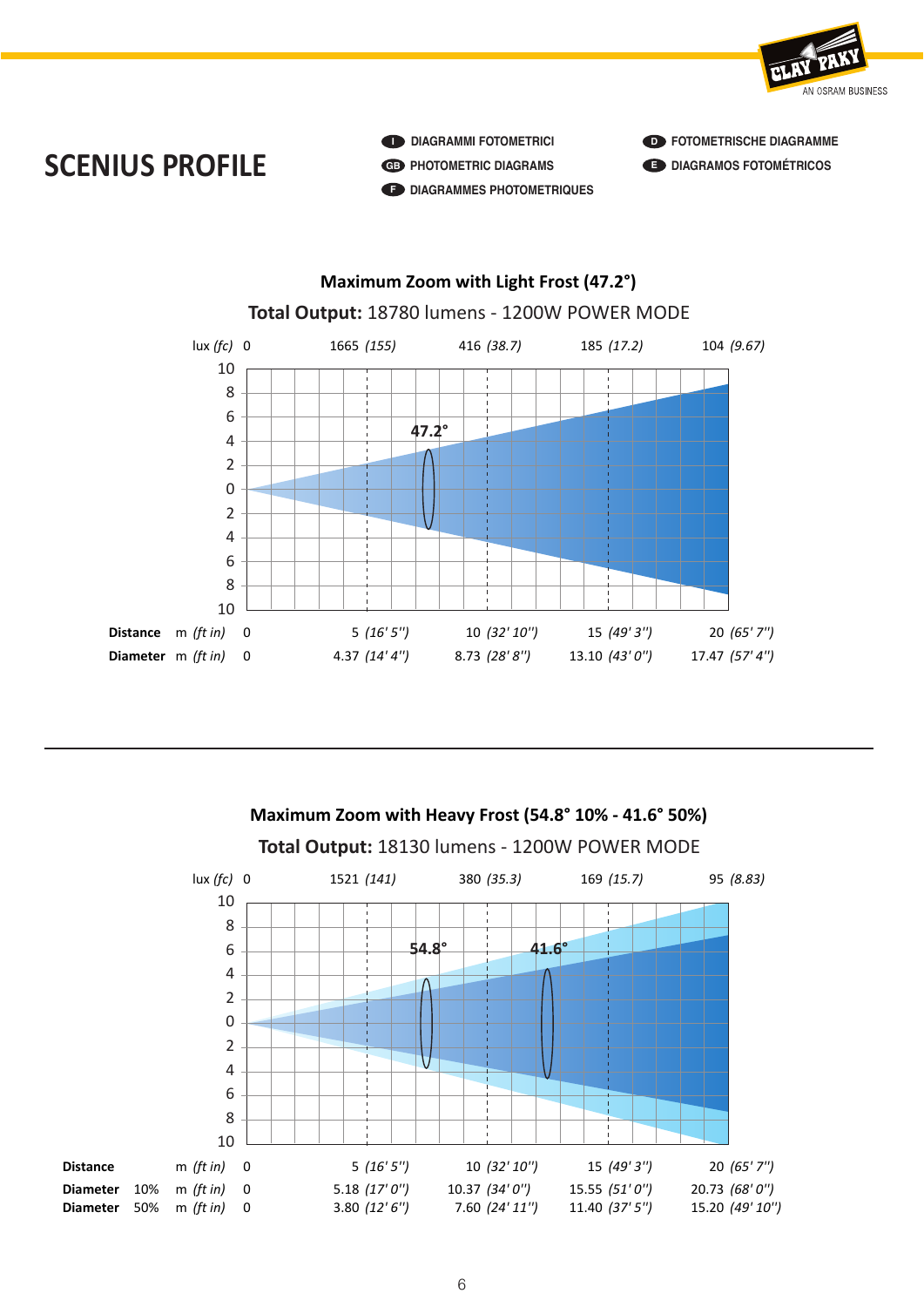# SCENIUS PROFILE

- I DIAGRAMMI FOTOMETRICI
- GB PHOTOMETRIC DIAGRAMS
- F DIAGRAMMES PHOTOMETRIQUES
- D FOTOMETRISCHE DIAGRAMME
- E DIAGRAMOS FOTOMÉTRICOS

## Maximum Zoom with Light Frost (47.2°)

**Total Output:** 18780 lumens - 1200W POWER MODE

| | | | | | |
|---|---|---|---|---|---|
| lux *(fc)* | 0 | 1665 *(155)* | 416 *(38.7)* | 185 *(17.2)* | 104 *(9.67)* |
| **Distance** m *(ft in)* | 0 | 5 *(16' 5'')* | 10 *(32' 10'')* | 15 *(49' 3'')* | 20 *(65' 7'')* |
| **Diameter** m *(ft in)* | 0 | 4.37 *(14' 4'')* | 8.73 *(28' 8'')* | 13.10 *(43' 0'')* | 17.47 *(57' 4'')* |

## Maximum Zoom with Heavy Frost (54.8° 10% - 41.6° 50%)

**Total Output:** 18130 lumens - 1200W POWER MODE

| | | | | | |
|---|---|---|---|---|---|
| lux *(fc)* | 0 | 1521 *(141)* | 380 *(35.3)* | 169 *(15.7)* | 95 *(8.83)* |
| **Distance** m *(ft in)* | 0 | 5 *(16' 5'')* | 10 *(32' 10'')* | 15 *(49' 3'')* | 20 *(65' 7'')* |
| **Diameter** 10% m *(ft in)* | 0 | 5.18 *(17' 0'')* | 10.37 *(34' 0'')* | 15.55 *(51' 0'')* | 20.73 *(68' 0'')* |
| **Diameter** 50% m *(ft in)* | 0 | 3.80 *(12' 6'')* | 7.60 *(24' 11'')* | 11.40 *(37' 5'')* | 15.20 *(49' 10'')* |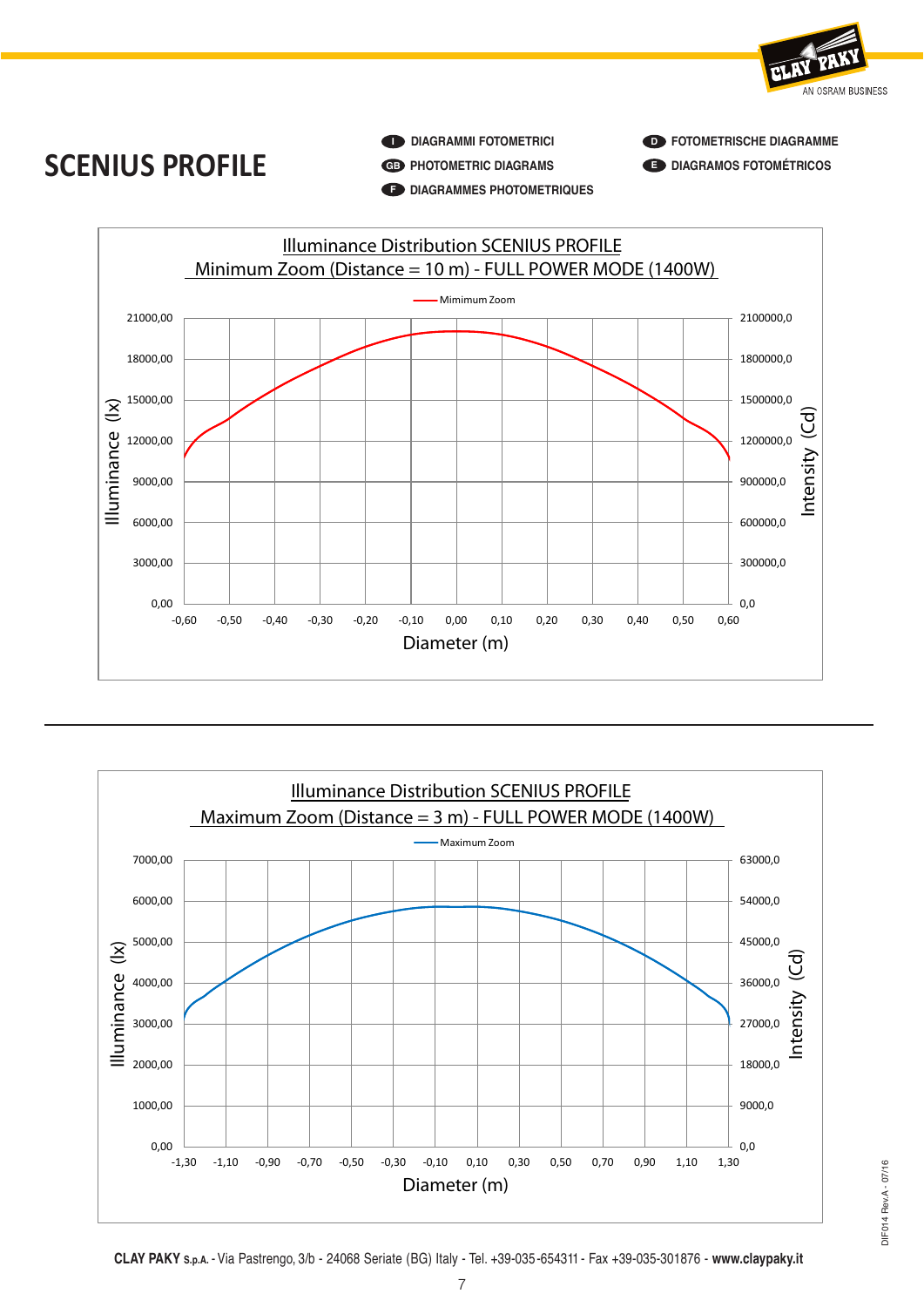# SCENIUS PROFILE

- I DIAGRAMMI FOTOMETRICI
- GB PHOTOMETRIC DIAGRAMS
- F DIAGRAMMES PHOTOMETRIQUES
- D FOTOMETRISCHE DIAGRAMME
- E DIAGRAMOS FOTOMÉTRICOS

Illuminance Distribution SCENIUS PROFILE
Minimum Zoom (Distance = 10 m) - FULL POWER MODE (1400W)

Mimimum Zoom

Illuminance (lx): 0,00 3000,00 6000,00 9000,00 12000,00 15000,00 18000,00 21000,00

Intensity (Cd): 0,0 300000,0 600000,0 900000,0 1200000,0 1500000,0 1800000,0 2100000,0

Diameter (m): -0,60 -0,50 -0,40 -0,30 -0,20 -0,10 0,00 0,10 0,20 0,30 0,40 0,50 0,60

Illuminance Distribution SCENIUS PROFILE
Maximum Zoom (Distance = 3 m) - FULL POWER MODE (1400W)

Maximum Zoom

Illuminance (lx): 0,00 1000,00 2000,00 3000,00 4000,00 5000,00 6000,00 7000,00

Intensity (Cd): 0,0 9000,0 18000,0 27000,0 36000,0 45000,0 54000,0 63000,0

Diameter (m): -1,30 -1,10 -0,90 -0,70 -0,50 -0,30 -0,10 0,10 0,30 0,50 0,70 0,90 1,10 1,30

**CLAY PAKY S.p.A.** - Via Pastrengo, 3/b - 24068 Seriate (BG) Italy - Tel. +39-035-654311 - Fax +39-035-301876 - **www.claypaky.it**

DIF014 Rev.A - 07/16